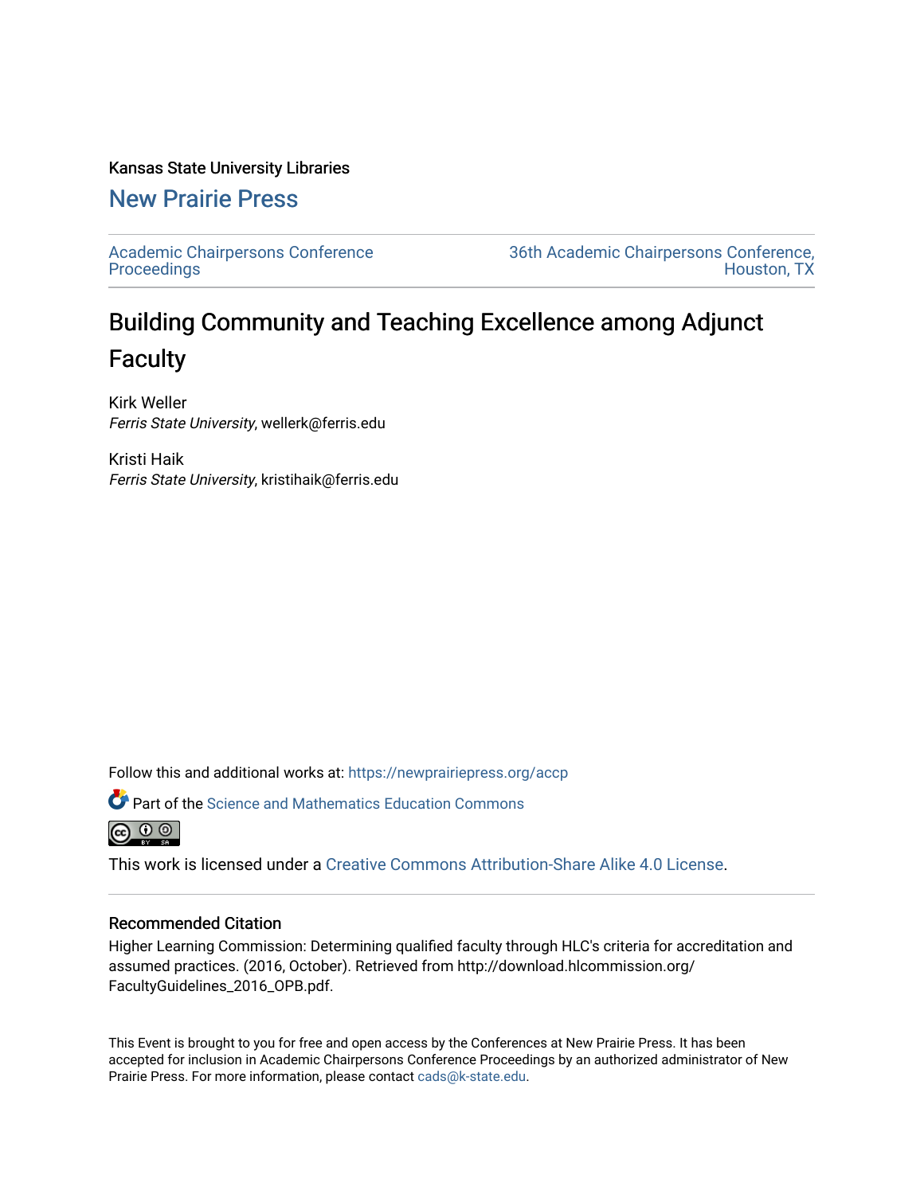Kansas State University Libraries

## New Prairie Press

Academic Chairpersons Conference Proceedings

36th Academic Chairpersons Conference, Houston, TX

# Building Community and Teaching Excellence among Adjunct Faculty

Kirk Weller
*Ferris State University*, wellerk@ferris.edu

Kristi Haik
*Ferris State University*, kristihaik@ferris.edu

Follow this and additional works at: https://newprairiepress.org/accp

Part of the Science and Mathematics Education Commons

This work is licensed under a Creative Commons Attribution-Share Alike 4.0 License.

### Recommended Citation

Higher Learning Commission: Determining qualified faculty through HLC's criteria for accreditation and assumed practices. (2016, October). Retrieved from http://download.hlcommission.org/FacultyGuidelines_2016_OPB.pdf.

This Event is brought to you for free and open access by the Conferences at New Prairie Press. It has been accepted for inclusion in Academic Chairpersons Conference Proceedings by an authorized administrator of New Prairie Press. For more information, please contact cads@k-state.edu.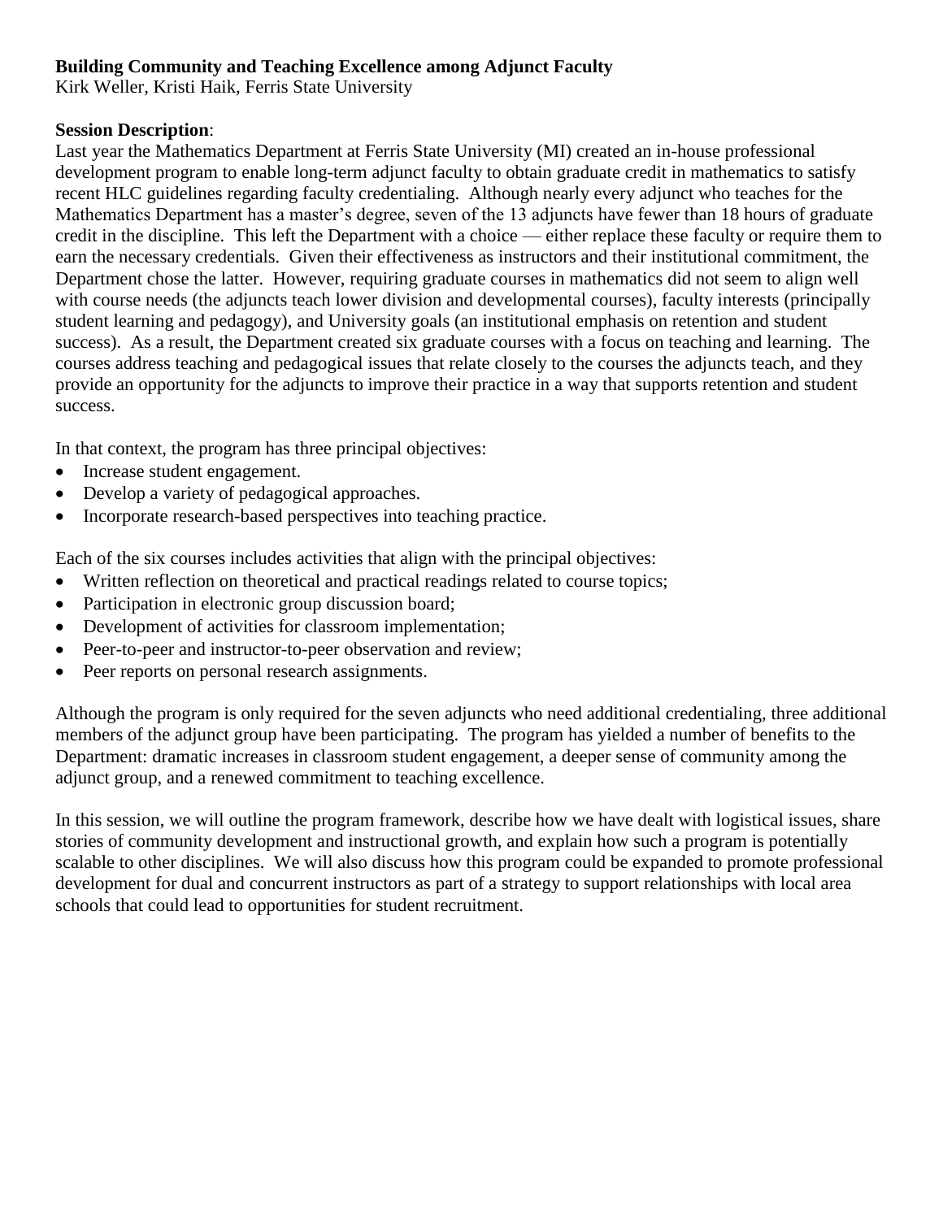**Building Community and Teaching Excellence among Adjunct Faculty**
Kirk Weller, Kristi Haik, Ferris State University

**Session Description**:
Last year the Mathematics Department at Ferris State University (MI) created an in-house professional development program to enable long-term adjunct faculty to obtain graduate credit in mathematics to satisfy recent HLC guidelines regarding faculty credentialing. Although nearly every adjunct who teaches for the Mathematics Department has a master's degree, seven of the 13 adjuncts have fewer than 18 hours of graduate credit in the discipline. This left the Department with a choice — either replace these faculty or require them to earn the necessary credentials. Given their effectiveness as instructors and their institutional commitment, the Department chose the latter. However, requiring graduate courses in mathematics did not seem to align well with course needs (the adjuncts teach lower division and developmental courses), faculty interests (principally student learning and pedagogy), and University goals (an institutional emphasis on retention and student success). As a result, the Department created six graduate courses with a focus on teaching and learning. The courses address teaching and pedagogical issues that relate closely to the courses the adjuncts teach, and they provide an opportunity for the adjuncts to improve their practice in a way that supports retention and student success.

In that context, the program has three principal objectives:

- Increase student engagement.
- Develop a variety of pedagogical approaches.
- Incorporate research-based perspectives into teaching practice.

Each of the six courses includes activities that align with the principal objectives:

- Written reflection on theoretical and practical readings related to course topics;
- Participation in electronic group discussion board;
- Development of activities for classroom implementation;
- Peer-to-peer and instructor-to-peer observation and review;
- Peer reports on personal research assignments.

Although the program is only required for the seven adjuncts who need additional credentialing, three additional members of the adjunct group have been participating. The program has yielded a number of benefits to the Department: dramatic increases in classroom student engagement, a deeper sense of community among the adjunct group, and a renewed commitment to teaching excellence.

In this session, we will outline the program framework, describe how we have dealt with logistical issues, share stories of community development and instructional growth, and explain how such a program is potentially scalable to other disciplines. We will also discuss how this program could be expanded to promote professional development for dual and concurrent instructors as part of a strategy to support relationships with local area schools that could lead to opportunities for student recruitment.